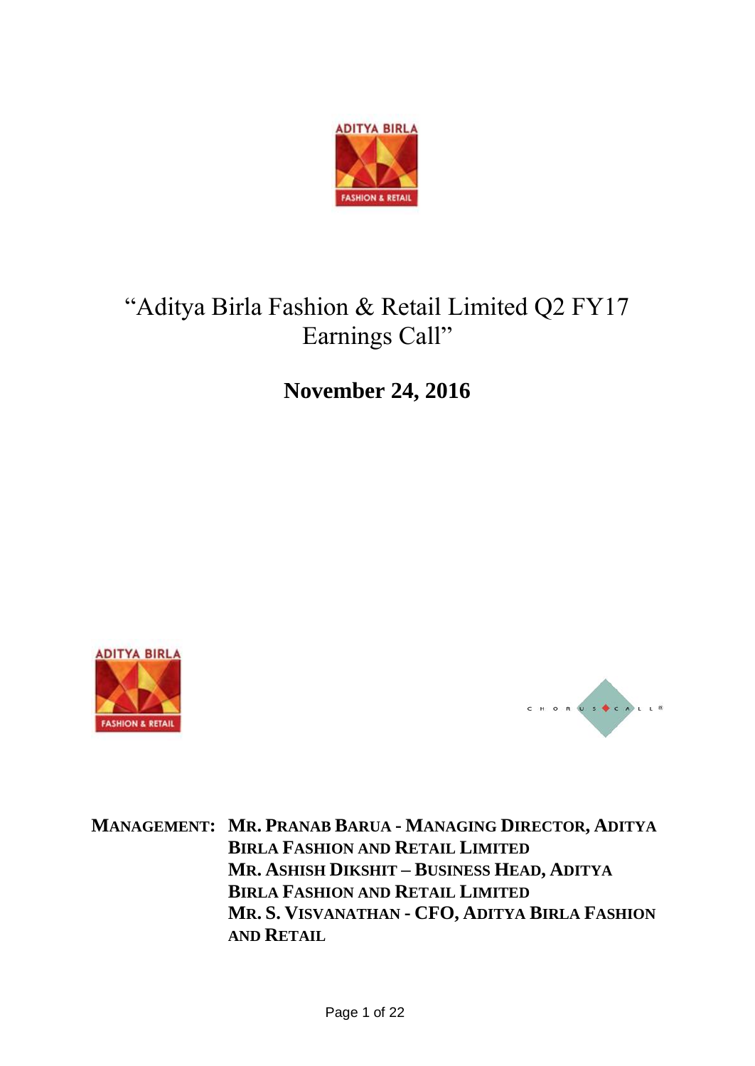# "Aditya Birla Fashion & Retail Limited Q2 FY17 Earnings Call"

**November 24, 2016**

**MANAGEMENT:** **MR. PRANAB BARUA - MANAGING DIRECTOR, ADITYA BIRLA FASHION AND RETAIL LIMITED**
**MR. ASHISH DIKSHIT – BUSINESS HEAD, ADITYA BIRLA FASHION AND RETAIL LIMITED**
**MR. S. VISVANATHAN - CFO, ADITYA BIRLA FASHION AND RETAIL**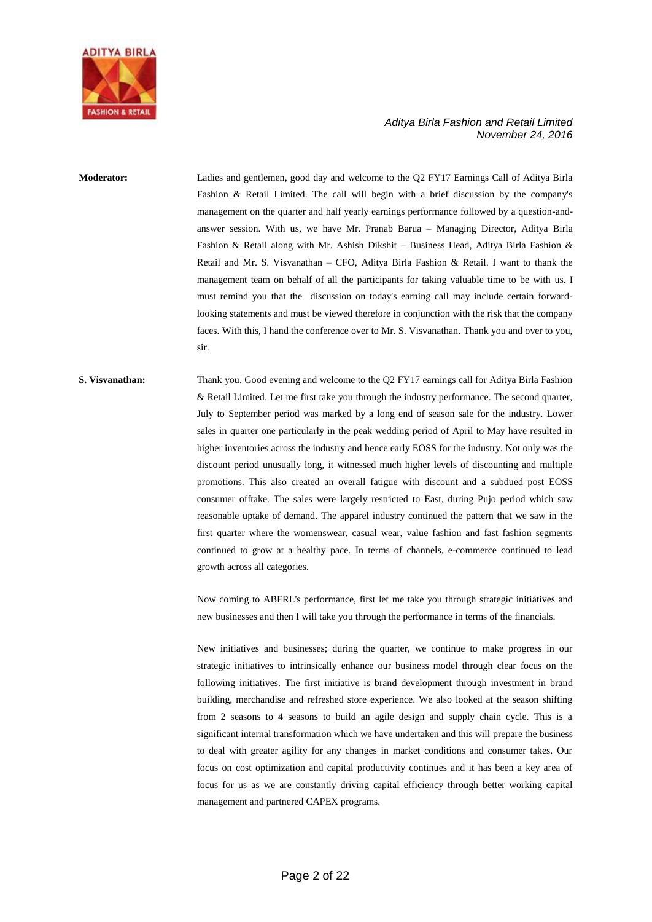**Moderator:** Ladies and gentlemen, good day and welcome to the Q2 FY17 Earnings Call of Aditya Birla Fashion & Retail Limited. The call will begin with a brief discussion by the company's management on the quarter and half yearly earnings performance followed by a question-and-answer session. With us, we have Mr. Pranab Barua – Managing Director, Aditya Birla Fashion & Retail along with Mr. Ashish Dikshit – Business Head, Aditya Birla Fashion & Retail and Mr. S. Visvanathan – CFO, Aditya Birla Fashion & Retail. I want to thank the management team on behalf of all the participants for taking valuable time to be with us. I must remind you that the discussion on today's earning call may include certain forward-looking statements and must be viewed therefore in conjunction with the risk that the company faces. With this, I hand the conference over to Mr. S. Visvanathan. Thank you and over to you, sir.

**S. Visvanathan:** Thank you. Good evening and welcome to the Q2 FY17 earnings call for Aditya Birla Fashion & Retail Limited. Let me first take you through the industry performance. The second quarter, July to September period was marked by a long end of season sale for the industry. Lower sales in quarter one particularly in the peak wedding period of April to May have resulted in higher inventories across the industry and hence early EOSS for the industry. Not only was the discount period unusually long, it witnessed much higher levels of discounting and multiple promotions. This also created an overall fatigue with discount and a subdued post EOSS consumer offtake. The sales were largely restricted to East, during Pujo period which saw reasonable uptake of demand. The apparel industry continued the pattern that we saw in the first quarter where the womenswear, casual wear, value fashion and fast fashion segments continued to grow at a healthy pace. In terms of channels, e-commerce continued to lead growth across all categories.

Now coming to ABFRL's performance, first let me take you through strategic initiatives and new businesses and then I will take you through the performance in terms of the financials.

New initiatives and businesses; during the quarter, we continue to make progress in our strategic initiatives to intrinsically enhance our business model through clear focus on the following initiatives. The first initiative is brand development through investment in brand building, merchandise and refreshed store experience. We also looked at the season shifting from 2 seasons to 4 seasons to build an agile design and supply chain cycle. This is a significant internal transformation which we have undertaken and this will prepare the business to deal with greater agility for any changes in market conditions and consumer takes. Our focus on cost optimization and capital productivity continues and it has been a key area of focus for us as we are constantly driving capital efficiency through better working capital management and partnered CAPEX programs.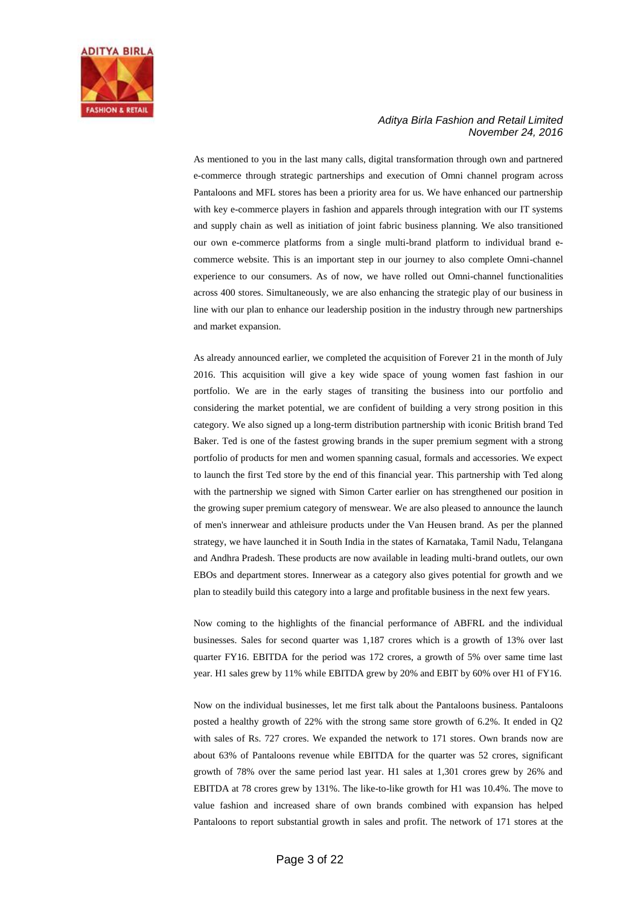As mentioned to you in the last many calls, digital transformation through own and partnered e-commerce through strategic partnerships and execution of Omni channel program across Pantaloons and MFL stores has been a priority area for us. We have enhanced our partnership with key e-commerce players in fashion and apparels through integration with our IT systems and supply chain as well as initiation of joint fabric business planning. We also transitioned our own e-commerce platforms from a single multi-brand platform to individual brand e-commerce website. This is an important step in our journey to also complete Omni-channel experience to our consumers. As of now, we have rolled out Omni-channel functionalities across 400 stores. Simultaneously, we are also enhancing the strategic play of our business in line with our plan to enhance our leadership position in the industry through new partnerships and market expansion.

As already announced earlier, we completed the acquisition of Forever 21 in the month of July 2016. This acquisition will give a key wide space of young women fast fashion in our portfolio. We are in the early stages of transiting the business into our portfolio and considering the market potential, we are confident of building a very strong position in this category. We also signed up a long-term distribution partnership with iconic British brand Ted Baker. Ted is one of the fastest growing brands in the super premium segment with a strong portfolio of products for men and women spanning casual, formals and accessories. We expect to launch the first Ted store by the end of this financial year. This partnership with Ted along with the partnership we signed with Simon Carter earlier on has strengthened our position in the growing super premium category of menswear. We are also pleased to announce the launch of men's innerwear and athleisure products under the Van Heusen brand. As per the planned strategy, we have launched it in South India in the states of Karnataka, Tamil Nadu, Telangana and Andhra Pradesh. These products are now available in leading multi-brand outlets, our own EBOs and department stores. Innerwear as a category also gives potential for growth and we plan to steadily build this category into a large and profitable business in the next few years.

Now coming to the highlights of the financial performance of ABFRL and the individual businesses. Sales for second quarter was 1,187 crores which is a growth of 13% over last quarter FY16. EBITDA for the period was 172 crores, a growth of 5% over same time last year. H1 sales grew by 11% while EBITDA grew by 20% and EBIT by 60% over H1 of FY16.

Now on the individual businesses, let me first talk about the Pantaloons business. Pantaloons posted a healthy growth of 22% with the strong same store growth of 6.2%. It ended in Q2 with sales of Rs. 727 crores. We expanded the network to 171 stores. Own brands now are about 63% of Pantaloons revenue while EBITDA for the quarter was 52 crores, significant growth of 78% over the same period last year. H1 sales at 1,301 crores grew by 26% and EBITDA at 78 crores grew by 131%. The like-to-like growth for H1 was 10.4%. The move to value fashion and increased share of own brands combined with expansion has helped Pantaloons to report substantial growth in sales and profit. The network of 171 stores at the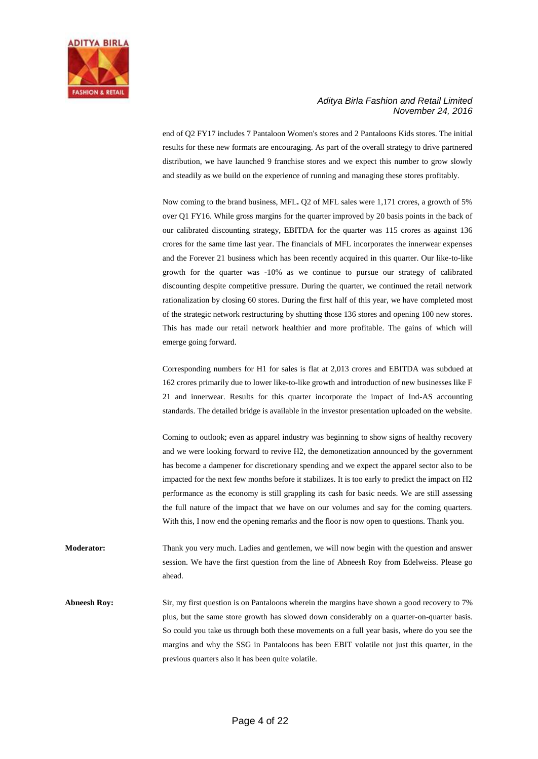end of Q2 FY17 includes 7 Pantaloon Women's stores and 2 Pantaloons Kids stores. The initial results for these new formats are encouraging. As part of the overall strategy to drive partnered distribution, we have launched 9 franchise stores and we expect this number to grow slowly and steadily as we build on the experience of running and managing these stores profitably.

Now coming to the brand business, MFL**.** Q2 of MFL sales were 1,171 crores, a growth of 5% over Q1 FY16. While gross margins for the quarter improved by 20 basis points in the back of our calibrated discounting strategy, EBITDA for the quarter was 115 crores as against 136 crores for the same time last year. The financials of MFL incorporates the innerwear expenses and the Forever 21 business which has been recently acquired in this quarter. Our like-to-like growth for the quarter was -10% as we continue to pursue our strategy of calibrated discounting despite competitive pressure. During the quarter, we continued the retail network rationalization by closing 60 stores. During the first half of this year, we have completed most of the strategic network restructuring by shutting those 136 stores and opening 100 new stores. This has made our retail network healthier and more profitable. The gains of which will emerge going forward.

Corresponding numbers for H1 for sales is flat at 2,013 crores and EBITDA was subdued at 162 crores primarily due to lower like-to-like growth and introduction of new businesses like F 21 and innerwear. Results for this quarter incorporate the impact of Ind-AS accounting standards. The detailed bridge is available in the investor presentation uploaded on the website.

Coming to outlook; even as apparel industry was beginning to show signs of healthy recovery and we were looking forward to revive H2, the demonetization announced by the government has become a dampener for discretionary spending and we expect the apparel sector also to be impacted for the next few months before it stabilizes. It is too early to predict the impact on H2 performance as the economy is still grappling its cash for basic needs. We are still assessing the full nature of the impact that we have on our volumes and say for the coming quarters. With this, I now end the opening remarks and the floor is now open to questions. Thank you.

**Moderator:** Thank you very much. Ladies and gentlemen, we will now begin with the question and answer session. We have the first question from the line of Abneesh Roy from Edelweiss. Please go ahead.

**Abneesh Roy:** Sir, my first question is on Pantaloons wherein the margins have shown a good recovery to 7% plus, but the same store growth has slowed down considerably on a quarter-on-quarter basis. So could you take us through both these movements on a full year basis, where do you see the margins and why the SSG in Pantaloons has been EBIT volatile not just this quarter, in the previous quarters also it has been quite volatile.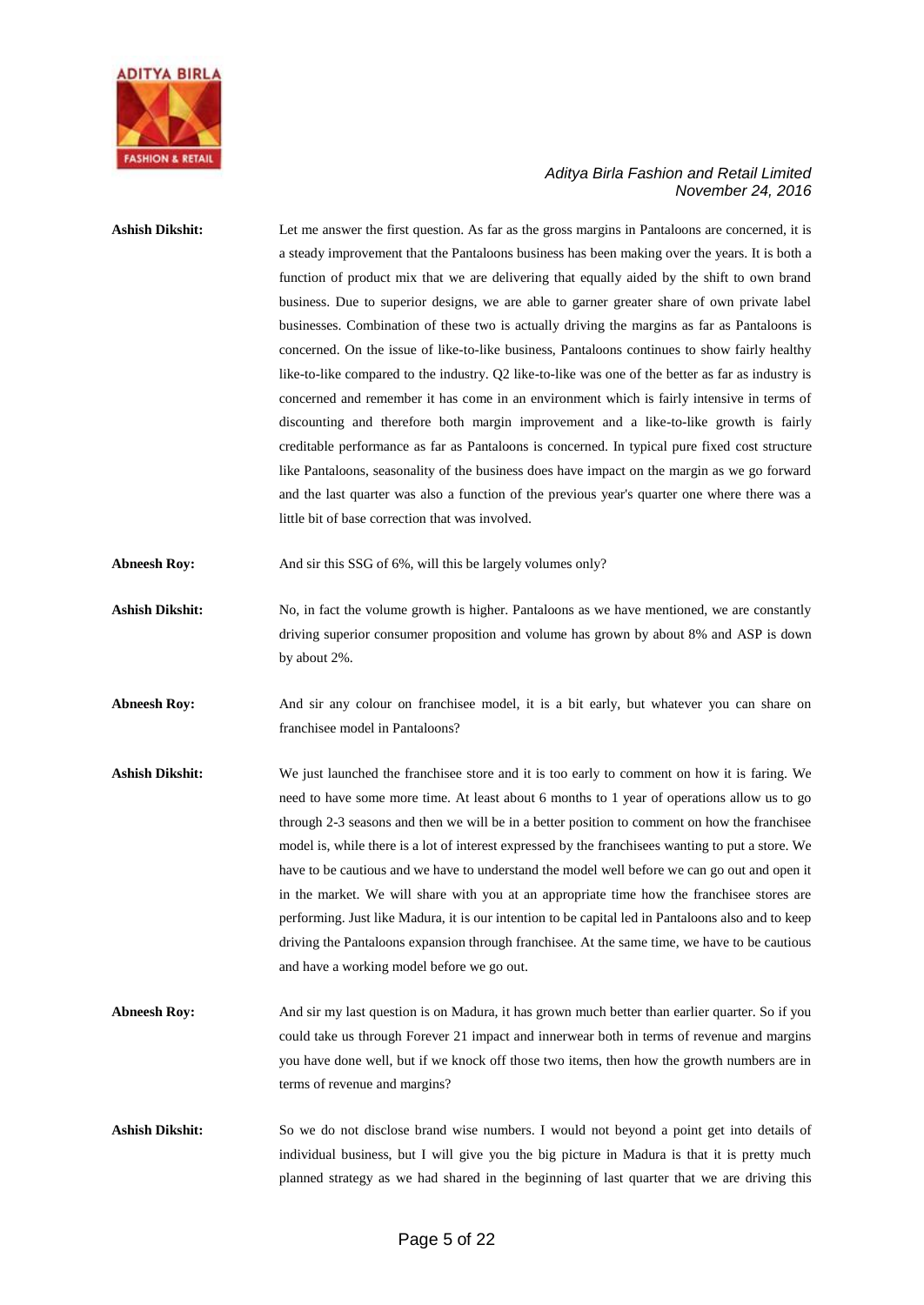**Ashish Dikshit:** Let me answer the first question. As far as the gross margins in Pantaloons are concerned, it is a steady improvement that the Pantaloons business has been making over the years. It is both a function of product mix that we are delivering that equally aided by the shift to own brand business. Due to superior designs, we are able to garner greater share of own private label businesses. Combination of these two is actually driving the margins as far as Pantaloons is concerned. On the issue of like-to-like business, Pantaloons continues to show fairly healthy like-to-like compared to the industry. Q2 like-to-like was one of the better as far as industry is concerned and remember it has come in an environment which is fairly intensive in terms of discounting and therefore both margin improvement and a like-to-like growth is fairly creditable performance as far as Pantaloons is concerned. In typical pure fixed cost structure like Pantaloons, seasonality of the business does have impact on the margin as we go forward and the last quarter was also a function of the previous year's quarter one where there was a little bit of base correction that was involved.

**Abneesh Roy:** And sir this SSG of 6%, will this be largely volumes only?

**Ashish Dikshit:** No, in fact the volume growth is higher. Pantaloons as we have mentioned, we are constantly driving superior consumer proposition and volume has grown by about 8% and ASP is down by about 2%.

**Abneesh Roy:** And sir any colour on franchisee model, it is a bit early, but whatever you can share on franchisee model in Pantaloons?

**Ashish Dikshit:** We just launched the franchisee store and it is too early to comment on how it is faring. We need to have some more time. At least about 6 months to 1 year of operations allow us to go through 2-3 seasons and then we will be in a better position to comment on how the franchisee model is, while there is a lot of interest expressed by the franchisees wanting to put a store. We have to be cautious and we have to understand the model well before we can go out and open it in the market. We will share with you at an appropriate time how the franchisee stores are performing. Just like Madura, it is our intention to be capital led in Pantaloons also and to keep driving the Pantaloons expansion through franchisee. At the same time, we have to be cautious and have a working model before we go out.

**Abneesh Roy:** And sir my last question is on Madura, it has grown much better than earlier quarter. So if you could take us through Forever 21 impact and innerwear both in terms of revenue and margins you have done well, but if we knock off those two items, then how the growth numbers are in terms of revenue and margins?

**Ashish Dikshit:** So we do not disclose brand wise numbers. I would not beyond a point get into details of individual business, but I will give you the big picture in Madura is that it is pretty much planned strategy as we had shared in the beginning of last quarter that we are driving this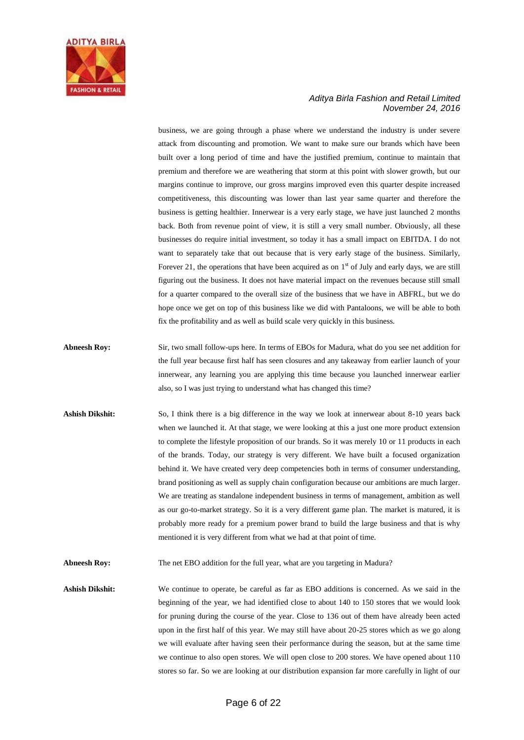business, we are going through a phase where we understand the industry is under severe attack from discounting and promotion. We want to make sure our brands which have been built over a long period of time and have the justified premium, continue to maintain that premium and therefore we are weathering that storm at this point with slower growth, but our margins continue to improve, our gross margins improved even this quarter despite increased competitiveness, this discounting was lower than last year same quarter and therefore the business is getting healthier. Innerwear is a very early stage, we have just launched 2 months back. Both from revenue point of view, it is still a very small number. Obviously, all these businesses do require initial investment, so today it has a small impact on EBITDA. I do not want to separately take that out because that is very early stage of the business. Similarly, Forever 21, the operations that have been acquired as on 1st of July and early days, we are still figuring out the business. It does not have material impact on the revenues because still small for a quarter compared to the overall size of the business that we have in ABFRL, but we do hope once we get on top of this business like we did with Pantaloons, we will be able to both fix the profitability and as well as build scale very quickly in this business.

**Abneesh Roy:** Sir, two small follow-ups here. In terms of EBOs for Madura, what do you see net addition for the full year because first half has seen closures and any takeaway from earlier launch of your innerwear, any learning you are applying this time because you launched innerwear earlier also, so I was just trying to understand what has changed this time?

**Ashish Dikshit:** So, I think there is a big difference in the way we look at innerwear about 8-10 years back when we launched it. At that stage, we were looking at this a just one more product extension to complete the lifestyle proposition of our brands. So it was merely 10 or 11 products in each of the brands. Today, our strategy is very different. We have built a focused organization behind it. We have created very deep competencies both in terms of consumer understanding, brand positioning as well as supply chain configuration because our ambitions are much larger. We are treating as standalone independent business in terms of management, ambition as well as our go-to-market strategy. So it is a very different game plan. The market is matured, it is probably more ready for a premium power brand to build the large business and that is why mentioned it is very different from what we had at that point of time.

**Abneesh Roy:** The net EBO addition for the full year, what are you targeting in Madura?

**Ashish Dikshit:** We continue to operate, be careful as far as EBO additions is concerned. As we said in the beginning of the year, we had identified close to about 140 to 150 stores that we would look for pruning during the course of the year. Close to 136 out of them have already been acted upon in the first half of this year. We may still have about 20-25 stores which as we go along we will evaluate after having seen their performance during the season, but at the same time we continue to also open stores. We will open close to 200 stores. We have opened about 110 stores so far. So we are looking at our distribution expansion far more carefully in light of our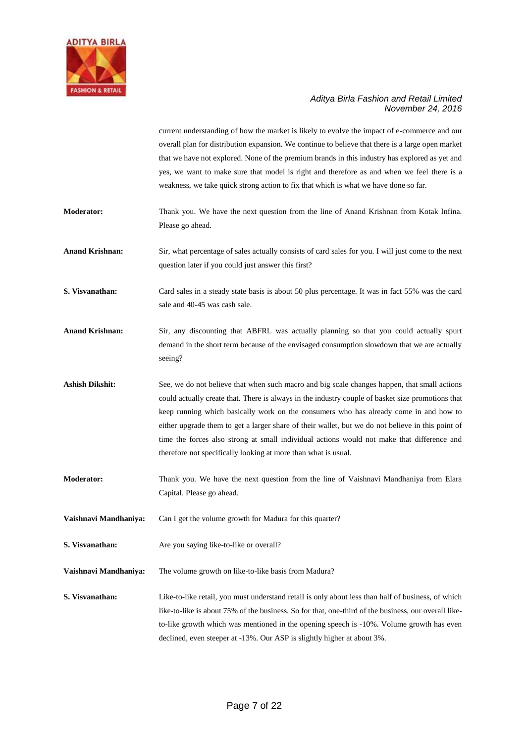current understanding of how the market is likely to evolve the impact of e-commerce and our overall plan for distribution expansion. We continue to believe that there is a large open market that we have not explored. None of the premium brands in this industry has explored as yet and yes, we want to make sure that model is right and therefore as and when we feel there is a weakness, we take quick strong action to fix that which is what we have done so far.

**Moderator:** Thank you. We have the next question from the line of Anand Krishnan from Kotak Infina. Please go ahead.

**Anand Krishnan:** Sir, what percentage of sales actually consists of card sales for you. I will just come to the next question later if you could just answer this first?

**S. Visvanathan:** Card sales in a steady state basis is about 50 plus percentage. It was in fact 55% was the card sale and 40-45 was cash sale.

**Anand Krishnan:** Sir, any discounting that ABFRL was actually planning so that you could actually spurt demand in the short term because of the envisaged consumption slowdown that we are actually seeing?

**Ashish Dikshit:** See, we do not believe that when such macro and big scale changes happen, that small actions could actually create that. There is always in the industry couple of basket size promotions that keep running which basically work on the consumers who has already come in and how to either upgrade them to get a larger share of their wallet, but we do not believe in this point of time the forces also strong at small individual actions would not make that difference and therefore not specifically looking at more than what is usual.

**Moderator:** Thank you. We have the next question from the line of Vaishnavi Mandhaniya from Elara Capital. Please go ahead.

**Vaishnavi Mandhaniya:** Can I get the volume growth for Madura for this quarter?

**S. Visvanathan:** Are you saying like-to-like or overall?

**Vaishnavi Mandhaniya:** The volume growth on like-to-like basis from Madura?

**S. Visvanathan:** Like-to-like retail, you must understand retail is only about less than half of business, of which like-to-like is about 75% of the business. So for that, one-third of the business, our overall like-to-like growth which was mentioned in the opening speech is -10%. Volume growth has even declined, even steeper at -13%. Our ASP is slightly higher at about 3%.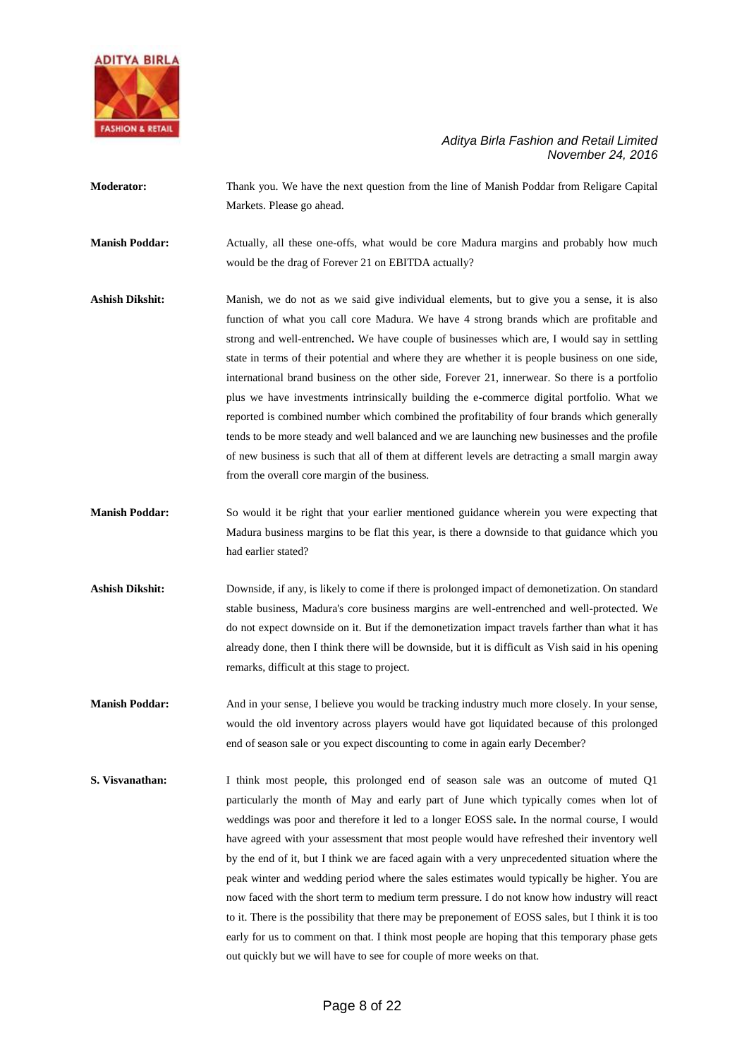**Moderator:** Thank you. We have the next question from the line of Manish Poddar from Religare Capital Markets. Please go ahead.

**Manish Poddar:** Actually, all these one-offs, what would be core Madura margins and probably how much would be the drag of Forever 21 on EBITDA actually?

**Ashish Dikshit:** Manish, we do not as we said give individual elements, but to give you a sense, it is also function of what you call core Madura. We have 4 strong brands which are profitable and strong and well-entrenched**.** We have couple of businesses which are, I would say in settling state in terms of their potential and where they are whether it is people business on one side, international brand business on the other side, Forever 21, innerwear. So there is a portfolio plus we have investments intrinsically building the e-commerce digital portfolio. What we reported is combined number which combined the profitability of four brands which generally tends to be more steady and well balanced and we are launching new businesses and the profile of new business is such that all of them at different levels are detracting a small margin away from the overall core margin of the business.

**Manish Poddar:** So would it be right that your earlier mentioned guidance wherein you were expecting that Madura business margins to be flat this year, is there a downside to that guidance which you had earlier stated?

**Ashish Dikshit:** Downside, if any, is likely to come if there is prolonged impact of demonetization. On standard stable business, Madura's core business margins are well-entrenched and well-protected. We do not expect downside on it. But if the demonetization impact travels farther than what it has already done, then I think there will be downside, but it is difficult as Vish said in his opening remarks, difficult at this stage to project.

**Manish Poddar:** And in your sense, I believe you would be tracking industry much more closely. In your sense, would the old inventory across players would have got liquidated because of this prolonged end of season sale or you expect discounting to come in again early December?

**S. Visvanathan:** I think most people, this prolonged end of season sale was an outcome of muted Q1 particularly the month of May and early part of June which typically comes when lot of weddings was poor and therefore it led to a longer EOSS sale**.** In the normal course, I would have agreed with your assessment that most people would have refreshed their inventory well by the end of it, but I think we are faced again with a very unprecedented situation where the peak winter and wedding period where the sales estimates would typically be higher. You are now faced with the short term to medium term pressure. I do not know how industry will react to it. There is the possibility that there may be preponement of EOSS sales, but I think it is too early for us to comment on that. I think most people are hoping that this temporary phase gets out quickly but we will have to see for couple of more weeks on that.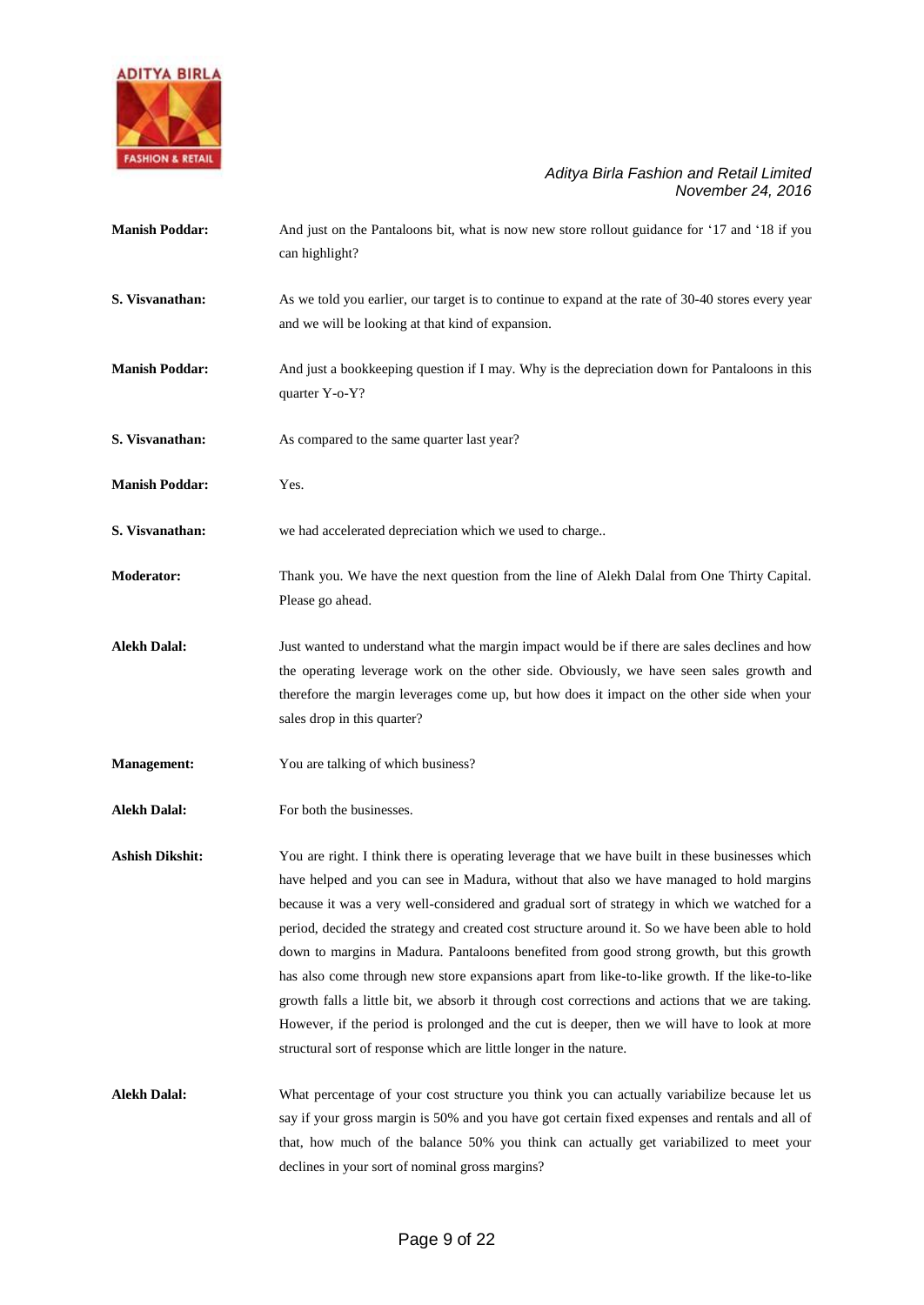**Manish Poddar:** And just on the Pantaloons bit, what is now new store rollout guidance for '17 and '18 if you can highlight?

**S. Visvanathan:** As we told you earlier, our target is to continue to expand at the rate of 30-40 stores every year and we will be looking at that kind of expansion.

**Manish Poddar:** And just a bookkeeping question if I may. Why is the depreciation down for Pantaloons in this quarter Y-o-Y?

**S. Visvanathan:** As compared to the same quarter last year?

**Manish Poddar:** Yes.

**S. Visvanathan:** we had accelerated depreciation which we used to charge..

**Moderator:** Thank you. We have the next question from the line of Alekh Dalal from One Thirty Capital. Please go ahead.

**Alekh Dalal:** Just wanted to understand what the margin impact would be if there are sales declines and how the operating leverage work on the other side. Obviously, we have seen sales growth and therefore the margin leverages come up, but how does it impact on the other side when your sales drop in this quarter?

**Management:** You are talking of which business?

**Alekh Dalal:** For both the businesses.

**Ashish Dikshit:** You are right. I think there is operating leverage that we have built in these businesses which have helped and you can see in Madura, without that also we have managed to hold margins because it was a very well-considered and gradual sort of strategy in which we watched for a period, decided the strategy and created cost structure around it. So we have been able to hold down to margins in Madura. Pantaloons benefited from good strong growth, but this growth has also come through new store expansions apart from like-to-like growth. If the like-to-like growth falls a little bit, we absorb it through cost corrections and actions that we are taking. However, if the period is prolonged and the cut is deeper, then we will have to look at more structural sort of response which are little longer in the nature.

**Alekh Dalal:** What percentage of your cost structure you think you can actually variabilize because let us say if your gross margin is 50% and you have got certain fixed expenses and rentals and all of that, how much of the balance 50% you think can actually get variabilized to meet your declines in your sort of nominal gross margins?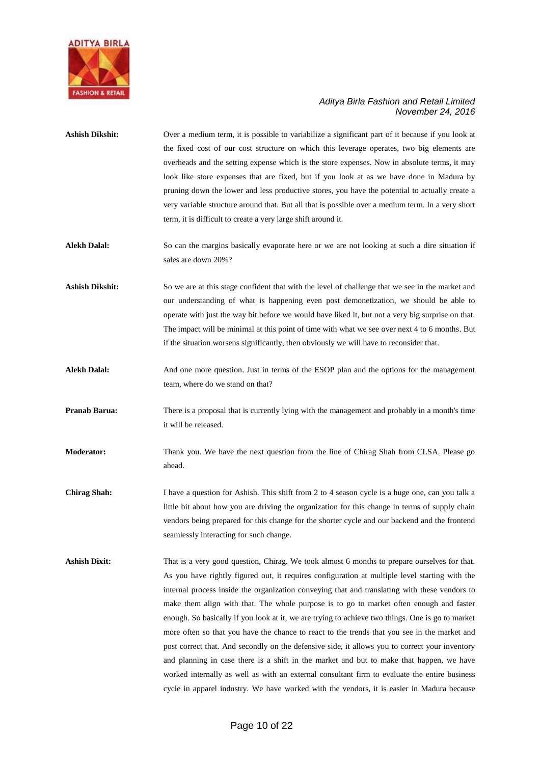**Ashish Dikshit:** Over a medium term, it is possible to variabilize a significant part of it because if you look at the fixed cost of our cost structure on which this leverage operates, two big elements are overheads and the setting expense which is the store expenses. Now in absolute terms, it may look like store expenses that are fixed, but if you look at as we have done in Madura by pruning down the lower and less productive stores, you have the potential to actually create a very variable structure around that. But all that is possible over a medium term. In a very short term, it is difficult to create a very large shift around it.

**Alekh Dalal:** So can the margins basically evaporate here or we are not looking at such a dire situation if sales are down 20%?

**Ashish Dikshit:** So we are at this stage confident that with the level of challenge that we see in the market and our understanding of what is happening even post demonetization, we should be able to operate with just the way bit before we would have liked it, but not a very big surprise on that. The impact will be minimal at this point of time with what we see over next 4 to 6 months. But if the situation worsens significantly, then obviously we will have to reconsider that.

**Alekh Dalal:** And one more question. Just in terms of the ESOP plan and the options for the management team, where do we stand on that?

**Pranab Barua:** There is a proposal that is currently lying with the management and probably in a month's time it will be released.

**Moderator:** Thank you. We have the next question from the line of Chirag Shah from CLSA. Please go ahead.

**Chirag Shah:** I have a question for Ashish. This shift from 2 to 4 season cycle is a huge one, can you talk a little bit about how you are driving the organization for this change in terms of supply chain vendors being prepared for this change for the shorter cycle and our backend and the frontend seamlessly interacting for such change.

**Ashish Dixit:** That is a very good question, Chirag. We took almost 6 months to prepare ourselves for that. As you have rightly figured out, it requires configuration at multiple level starting with the internal process inside the organization conveying that and translating with these vendors to make them align with that. The whole purpose is to go to market often enough and faster enough. So basically if you look at it, we are trying to achieve two things. One is go to market more often so that you have the chance to react to the trends that you see in the market and post correct that. And secondly on the defensive side, it allows you to correct your inventory and planning in case there is a shift in the market and but to make that happen, we have worked internally as well as with an external consultant firm to evaluate the entire business cycle in apparel industry. We have worked with the vendors, it is easier in Madura because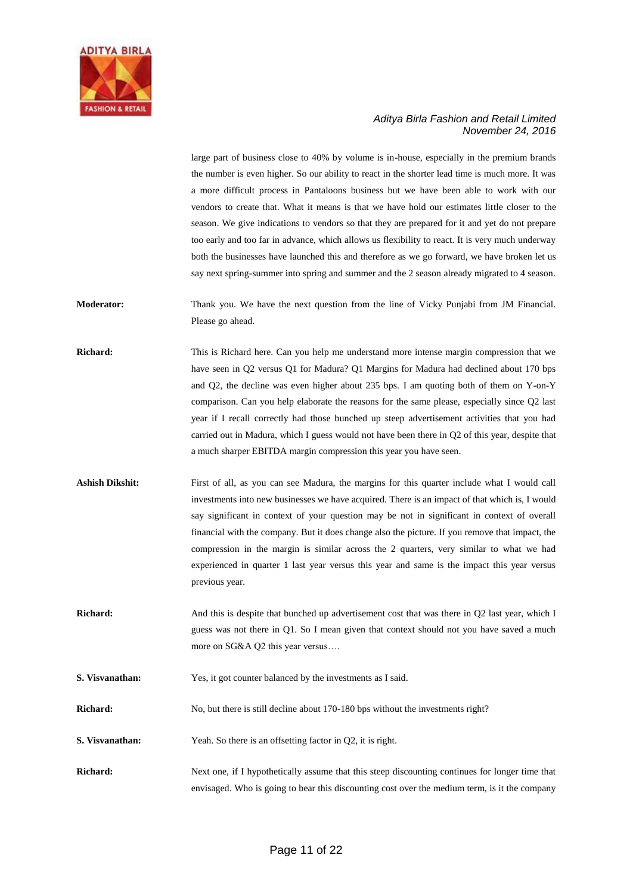large part of business close to 40% by volume is in-house, especially in the premium brands the number is even higher. So our ability to react in the shorter lead time is much more. It was a more difficult process in Pantaloons business but we have been able to work with our vendors to create that. What it means is that we have hold our estimates little closer to the season. We give indications to vendors so that they are prepared for it and yet do not prepare too early and too far in advance, which allows us flexibility to react. It is very much underway both the businesses have launched this and therefore as we go forward, we have broken let us say next spring-summer into spring and summer and the 2 season already migrated to 4 season.

**Moderator:** Thank you. We have the next question from the line of Vicky Punjabi from JM Financial. Please go ahead.

**Richard:** This is Richard here. Can you help me understand more intense margin compression that we have seen in Q2 versus Q1 for Madura? Q1 Margins for Madura had declined about 170 bps and Q2, the decline was even higher about 235 bps. I am quoting both of them on Y-on-Y comparison. Can you help elaborate the reasons for the same please, especially since Q2 last year if I recall correctly had those bunched up steep advertisement activities that you had carried out in Madura, which I guess would not have been there in Q2 of this year, despite that a much sharper EBITDA margin compression this year you have seen.

**Ashish Dikshit:** First of all, as you can see Madura, the margins for this quarter include what I would call investments into new businesses we have acquired. There is an impact of that which is, I would say significant in context of your question may be not in significant in context of overall financial with the company. But it does change also the picture. If you remove that impact, the compression in the margin is similar across the 2 quarters, very similar to what we had experienced in quarter 1 last year versus this year and same is the impact this year versus previous year.

**Richard:** And this is despite that bunched up advertisement cost that was there in Q2 last year, which I guess was not there in Q1. So I mean given that context should not you have saved a much more on SG&A Q2 this year versus….

**S. Visvanathan:** Yes, it got counter balanced by the investments as I said.

**Richard:** No, but there is still decline about 170-180 bps without the investments right?

**S. Visvanathan:** Yeah. So there is an offsetting factor in Q2, it is right.

**Richard:** Next one, if I hypothetically assume that this steep discounting continues for longer time that envisaged. Who is going to bear this discounting cost over the medium term, is it the company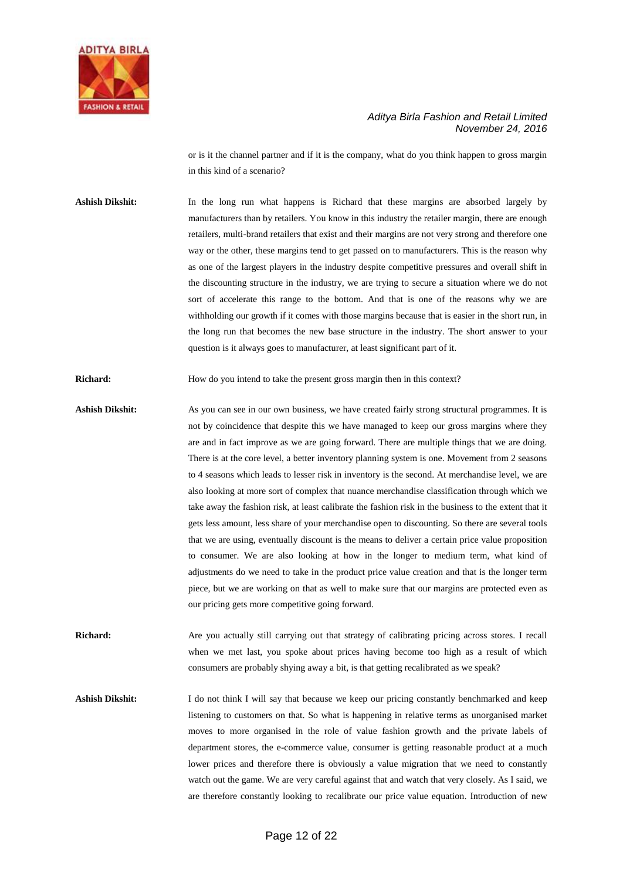or is it the channel partner and if it is the company, what do you think happen to gross margin in this kind of a scenario?

**Ashish Dikshit:** In the long run what happens is Richard that these margins are absorbed largely by manufacturers than by retailers. You know in this industry the retailer margin, there are enough retailers, multi-brand retailers that exist and their margins are not very strong and therefore one way or the other, these margins tend to get passed on to manufacturers. This is the reason why as one of the largest players in the industry despite competitive pressures and overall shift in the discounting structure in the industry, we are trying to secure a situation where we do not sort of accelerate this range to the bottom. And that is one of the reasons why we are withholding our growth if it comes with those margins because that is easier in the short run, in the long run that becomes the new base structure in the industry. The short answer to your question is it always goes to manufacturer, at least significant part of it.

**Richard:** How do you intend to take the present gross margin then in this context?

**Ashish Dikshit:** As you can see in our own business, we have created fairly strong structural programmes. It is not by coincidence that despite this we have managed to keep our gross margins where they are and in fact improve as we are going forward. There are multiple things that we are doing. There is at the core level, a better inventory planning system is one. Movement from 2 seasons to 4 seasons which leads to lesser risk in inventory is the second. At merchandise level, we are also looking at more sort of complex that nuance merchandise classification through which we take away the fashion risk, at least calibrate the fashion risk in the business to the extent that it gets less amount, less share of your merchandise open to discounting. So there are several tools that we are using, eventually discount is the means to deliver a certain price value proposition to consumer. We are also looking at how in the longer to medium term, what kind of adjustments do we need to take in the product price value creation and that is the longer term piece, but we are working on that as well to make sure that our margins are protected even as our pricing gets more competitive going forward.

**Richard:** Are you actually still carrying out that strategy of calibrating pricing across stores. I recall when we met last, you spoke about prices having become too high as a result of which consumers are probably shying away a bit, is that getting recalibrated as we speak?

**Ashish Dikshit:** I do not think I will say that because we keep our pricing constantly benchmarked and keep listening to customers on that. So what is happening in relative terms as unorganised market moves to more organised in the role of value fashion growth and the private labels of department stores, the e-commerce value, consumer is getting reasonable product at a much lower prices and therefore there is obviously a value migration that we need to constantly watch out the game. We are very careful against that and watch that very closely. As I said, we are therefore constantly looking to recalibrate our price value equation. Introduction of new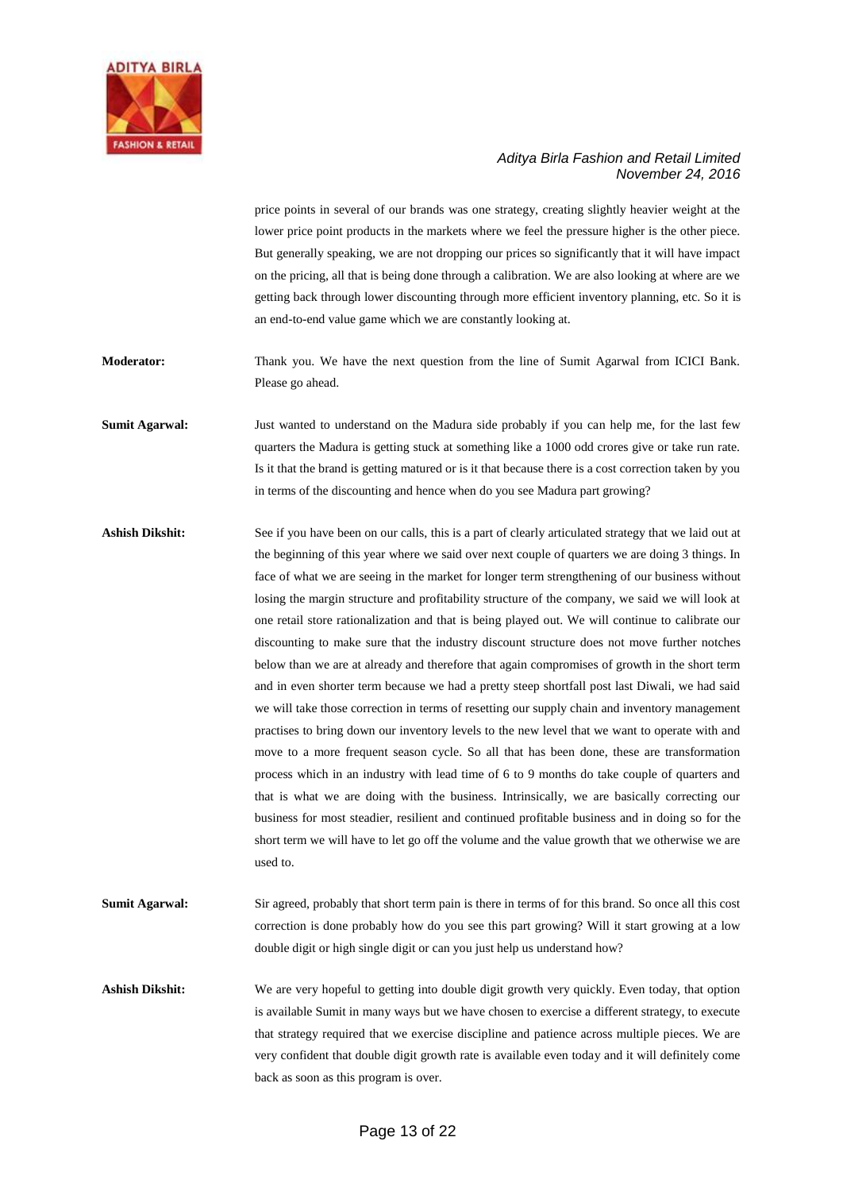price points in several of our brands was one strategy, creating slightly heavier weight at the lower price point products in the markets where we feel the pressure higher is the other piece. But generally speaking, we are not dropping our prices so significantly that it will have impact on the pricing, all that is being done through a calibration. We are also looking at where are we getting back through lower discounting through more efficient inventory planning, etc. So it is an end-to-end value game which we are constantly looking at.

**Moderator:** Thank you. We have the next question from the line of Sumit Agarwal from ICICI Bank. Please go ahead.

**Sumit Agarwal:** Just wanted to understand on the Madura side probably if you can help me, for the last few quarters the Madura is getting stuck at something like a 1000 odd crores give or take run rate. Is it that the brand is getting matured or is it that because there is a cost correction taken by you in terms of the discounting and hence when do you see Madura part growing?

**Ashish Dikshit:** See if you have been on our calls, this is a part of clearly articulated strategy that we laid out at the beginning of this year where we said over next couple of quarters we are doing 3 things. In face of what we are seeing in the market for longer term strengthening of our business without losing the margin structure and profitability structure of the company, we said we will look at one retail store rationalization and that is being played out. We will continue to calibrate our discounting to make sure that the industry discount structure does not move further notches below than we are at already and therefore that again compromises of growth in the short term and in even shorter term because we had a pretty steep shortfall post last Diwali, we had said we will take those correction in terms of resetting our supply chain and inventory management practises to bring down our inventory levels to the new level that we want to operate with and move to a more frequent season cycle. So all that has been done, these are transformation process which in an industry with lead time of 6 to 9 months do take couple of quarters and that is what we are doing with the business. Intrinsically, we are basically correcting our business for most steadier, resilient and continued profitable business and in doing so for the short term we will have to let go off the volume and the value growth that we otherwise we are used to.

**Sumit Agarwal:** Sir agreed, probably that short term pain is there in terms of for this brand. So once all this cost correction is done probably how do you see this part growing? Will it start growing at a low double digit or high single digit or can you just help us understand how?

**Ashish Dikshit:** We are very hopeful to getting into double digit growth very quickly. Even today, that option is available Sumit in many ways but we have chosen to exercise a different strategy, to execute that strategy required that we exercise discipline and patience across multiple pieces. We are very confident that double digit growth rate is available even today and it will definitely come back as soon as this program is over.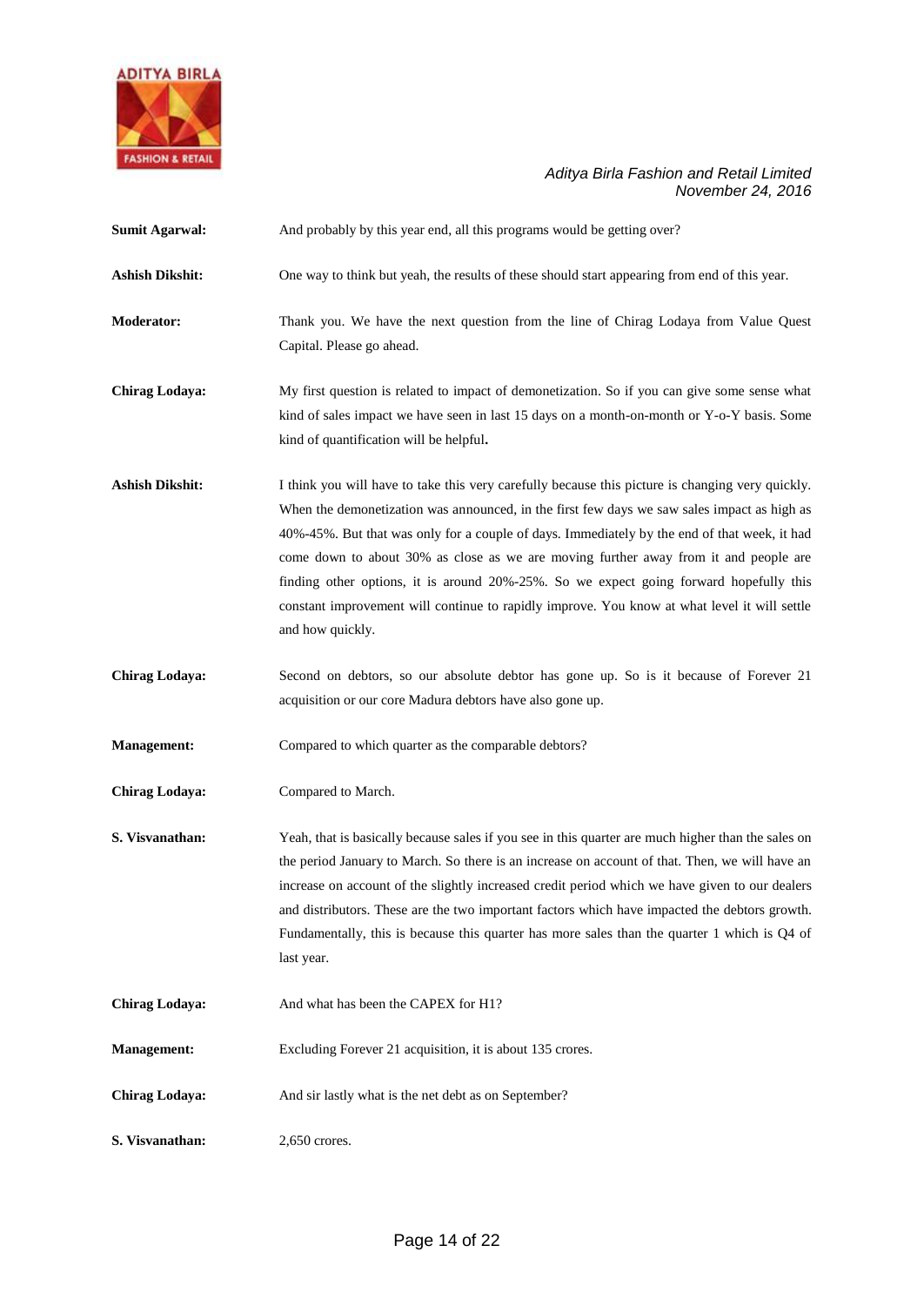**Sumit Agarwal:** And probably by this year end, all this programs would be getting over?

**Ashish Dikshit:** One way to think but yeah, the results of these should start appearing from end of this year.

**Moderator:** Thank you. We have the next question from the line of Chirag Lodaya from Value Quest Capital. Please go ahead.

**Chirag Lodaya:** My first question is related to impact of demonetization. So if you can give some sense what kind of sales impact we have seen in last 15 days on a month-on-month or Y-o-Y basis. Some kind of quantification will be helpful**.**

**Ashish Dikshit:** I think you will have to take this very carefully because this picture is changing very quickly. When the demonetization was announced, in the first few days we saw sales impact as high as 40%-45%. But that was only for a couple of days. Immediately by the end of that week, it had come down to about 30% as close as we are moving further away from it and people are finding other options, it is around 20%-25%. So we expect going forward hopefully this constant improvement will continue to rapidly improve. You know at what level it will settle and how quickly.

**Chirag Lodaya:** Second on debtors, so our absolute debtor has gone up. So is it because of Forever 21 acquisition or our core Madura debtors have also gone up.

**Management:** Compared to which quarter as the comparable debtors?

**Chirag Lodaya:** Compared to March.

**S. Visvanathan:** Yeah, that is basically because sales if you see in this quarter are much higher than the sales on the period January to March. So there is an increase on account of that. Then, we will have an increase on account of the slightly increased credit period which we have given to our dealers and distributors. These are the two important factors which have impacted the debtors growth. Fundamentally, this is because this quarter has more sales than the quarter 1 which is Q4 of last year.

**Chirag Lodaya:** And what has been the CAPEX for H1?

**Management:** Excluding Forever 21 acquisition, it is about 135 crores.

**Chirag Lodaya:** And sir lastly what is the net debt as on September?

**S. Visvanathan:** 2,650 crores.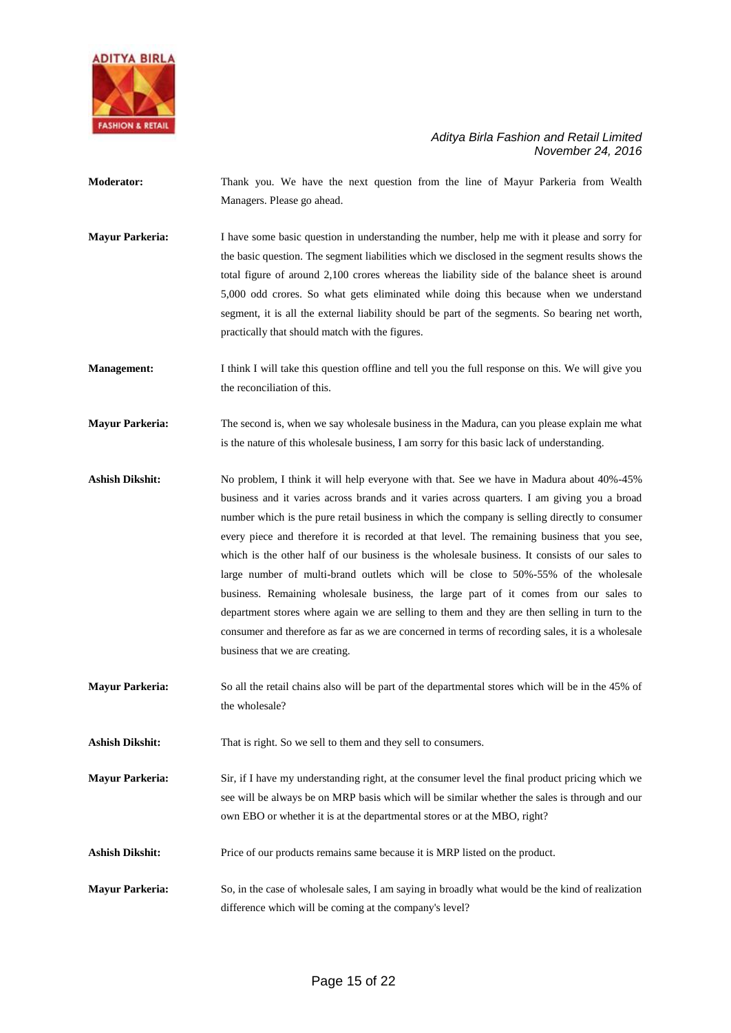**Moderator:** Thank you. We have the next question from the line of Mayur Parkeria from Wealth Managers. Please go ahead.

**Mayur Parkeria:** I have some basic question in understanding the number, help me with it please and sorry for the basic question. The segment liabilities which we disclosed in the segment results shows the total figure of around 2,100 crores whereas the liability side of the balance sheet is around 5,000 odd crores. So what gets eliminated while doing this because when we understand segment, it is all the external liability should be part of the segments. So bearing net worth, practically that should match with the figures.

**Management:** I think I will take this question offline and tell you the full response on this. We will give you the reconciliation of this.

**Mayur Parkeria:** The second is, when we say wholesale business in the Madura, can you please explain me what is the nature of this wholesale business, I am sorry for this basic lack of understanding.

**Ashish Dikshit:** No problem, I think it will help everyone with that. See we have in Madura about 40%-45% business and it varies across brands and it varies across quarters. I am giving you a broad number which is the pure retail business in which the company is selling directly to consumer every piece and therefore it is recorded at that level. The remaining business that you see, which is the other half of our business is the wholesale business. It consists of our sales to large number of multi-brand outlets which will be close to 50%-55% of the wholesale business. Remaining wholesale business, the large part of it comes from our sales to department stores where again we are selling to them and they are then selling in turn to the consumer and therefore as far as we are concerned in terms of recording sales, it is a wholesale business that we are creating.

**Mayur Parkeria:** So all the retail chains also will be part of the departmental stores which will be in the 45% of the wholesale?

**Ashish Dikshit:** That is right. So we sell to them and they sell to consumers.

**Mayur Parkeria:** Sir, if I have my understanding right, at the consumer level the final product pricing which we see will be always be on MRP basis which will be similar whether the sales is through and our own EBO or whether it is at the departmental stores or at the MBO, right?

**Ashish Dikshit:** Price of our products remains same because it is MRP listed on the product.

**Mayur Parkeria:** So, in the case of wholesale sales, I am saying in broadly what would be the kind of realization difference which will be coming at the company's level?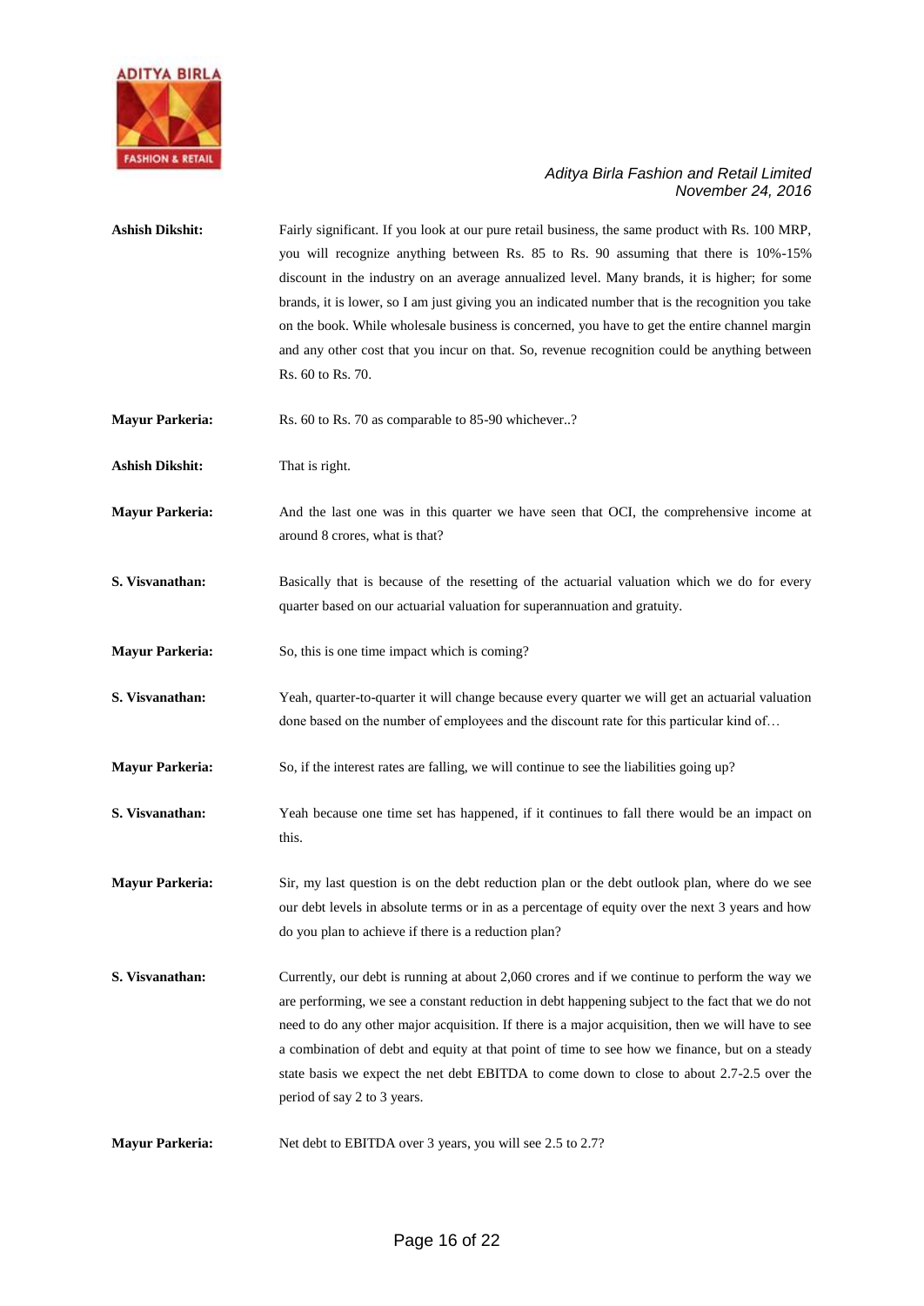**Ashish Dikshit:** Fairly significant. If you look at our pure retail business, the same product with Rs. 100 MRP, you will recognize anything between Rs. 85 to Rs. 90 assuming that there is 10%-15% discount in the industry on an average annualized level. Many brands, it is higher; for some brands, it is lower, so I am just giving you an indicated number that is the recognition you take on the book. While wholesale business is concerned, you have to get the entire channel margin and any other cost that you incur on that. So, revenue recognition could be anything between Rs. 60 to Rs. 70.

**Mayur Parkeria:** Rs. 60 to Rs. 70 as comparable to 85-90 whichever..?

**Ashish Dikshit:** That is right.

**Mayur Parkeria:** And the last one was in this quarter we have seen that OCI, the comprehensive income at around 8 crores, what is that?

**S. Visvanathan:** Basically that is because of the resetting of the actuarial valuation which we do for every quarter based on our actuarial valuation for superannuation and gratuity.

**Mayur Parkeria:** So, this is one time impact which is coming?

**S. Visvanathan:** Yeah, quarter-to-quarter it will change because every quarter we will get an actuarial valuation done based on the number of employees and the discount rate for this particular kind of…

**Mayur Parkeria:** So, if the interest rates are falling, we will continue to see the liabilities going up?

**S. Visvanathan:** Yeah because one time set has happened, if it continues to fall there would be an impact on this.

**Mayur Parkeria:** Sir, my last question is on the debt reduction plan or the debt outlook plan, where do we see our debt levels in absolute terms or in as a percentage of equity over the next 3 years and how do you plan to achieve if there is a reduction plan?

**S. Visvanathan:** Currently, our debt is running at about 2,060 crores and if we continue to perform the way we are performing, we see a constant reduction in debt happening subject to the fact that we do not need to do any other major acquisition. If there is a major acquisition, then we will have to see a combination of debt and equity at that point of time to see how we finance, but on a steady state basis we expect the net debt EBITDA to come down to close to about 2.7-2.5 over the period of say 2 to 3 years.

**Mayur Parkeria:** Net debt to EBITDA over 3 years, you will see 2.5 to 2.7?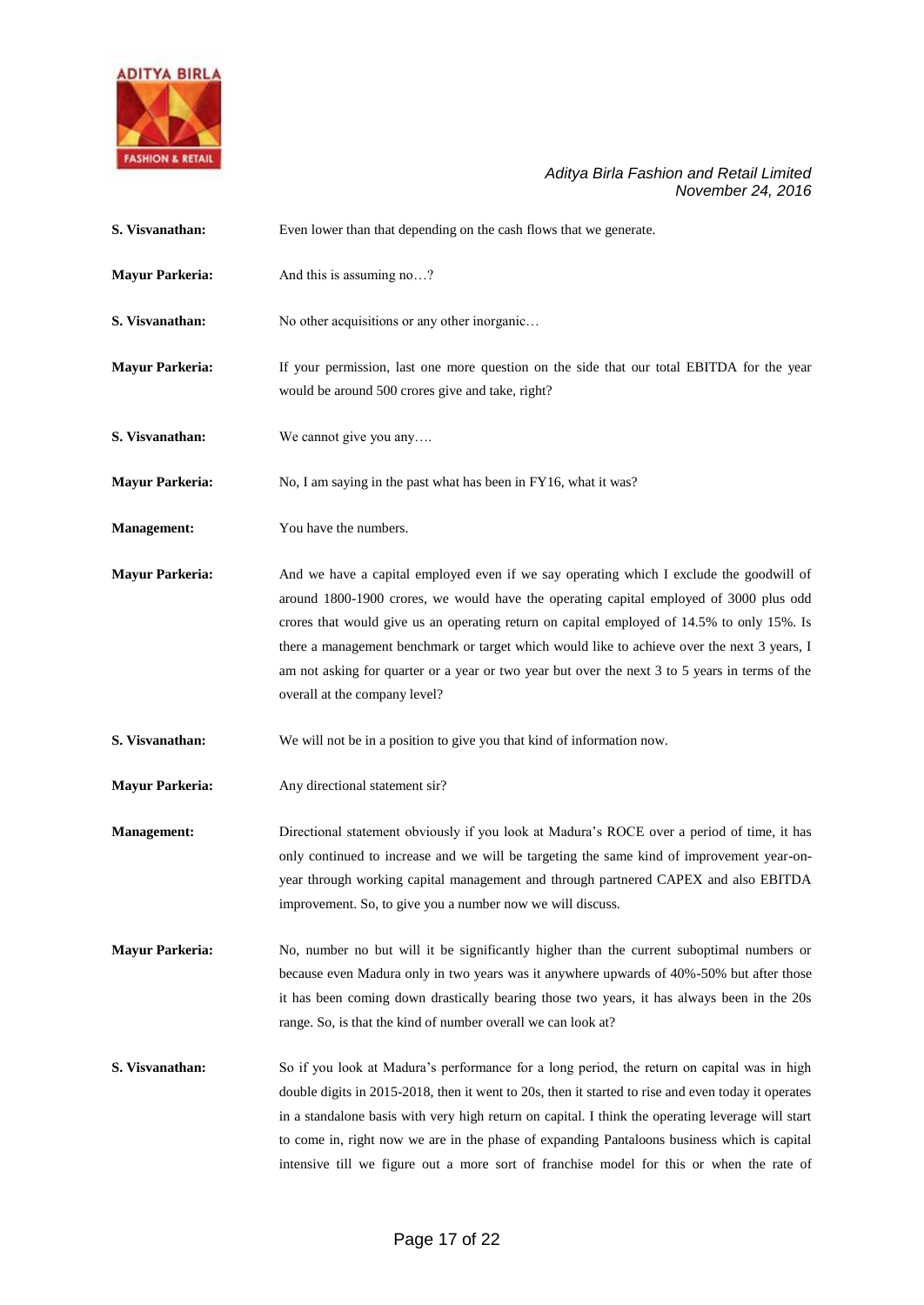**S. Visvanathan:** Even lower than that depending on the cash flows that we generate.

**Mayur Parkeria:** And this is assuming no…?

**S. Visvanathan:** No other acquisitions or any other inorganic…

**Mayur Parkeria:** If your permission, last one more question on the side that our total EBITDA for the year would be around 500 crores give and take, right?

**S. Visvanathan:** We cannot give you any….

**Mayur Parkeria:** No, I am saying in the past what has been in FY16, what it was?

**Management:** You have the numbers.

**Mayur Parkeria:** And we have a capital employed even if we say operating which I exclude the goodwill of around 1800-1900 crores, we would have the operating capital employed of 3000 plus odd crores that would give us an operating return on capital employed of 14.5% to only 15%. Is there a management benchmark or target which would like to achieve over the next 3 years, I am not asking for quarter or a year or two year but over the next 3 to 5 years in terms of the overall at the company level?

**S. Visvanathan:** We will not be in a position to give you that kind of information now.

**Mayur Parkeria:** Any directional statement sir?

**Management:** Directional statement obviously if you look at Madura's ROCE over a period of time, it has only continued to increase and we will be targeting the same kind of improvement year-on-year through working capital management and through partnered CAPEX and also EBITDA improvement. So, to give you a number now we will discuss.

**Mayur Parkeria:** No, number no but will it be significantly higher than the current suboptimal numbers or because even Madura only in two years was it anywhere upwards of 40%-50% but after those it has been coming down drastically bearing those two years, it has always been in the 20s range. So, is that the kind of number overall we can look at?

**S. Visvanathan:** So if you look at Madura's performance for a long period, the return on capital was in high double digits in 2015-2018, then it went to 20s, then it started to rise and even today it operates in a standalone basis with very high return on capital. I think the operating leverage will start to come in, right now we are in the phase of expanding Pantaloons business which is capital intensive till we figure out a more sort of franchise model for this or when the rate of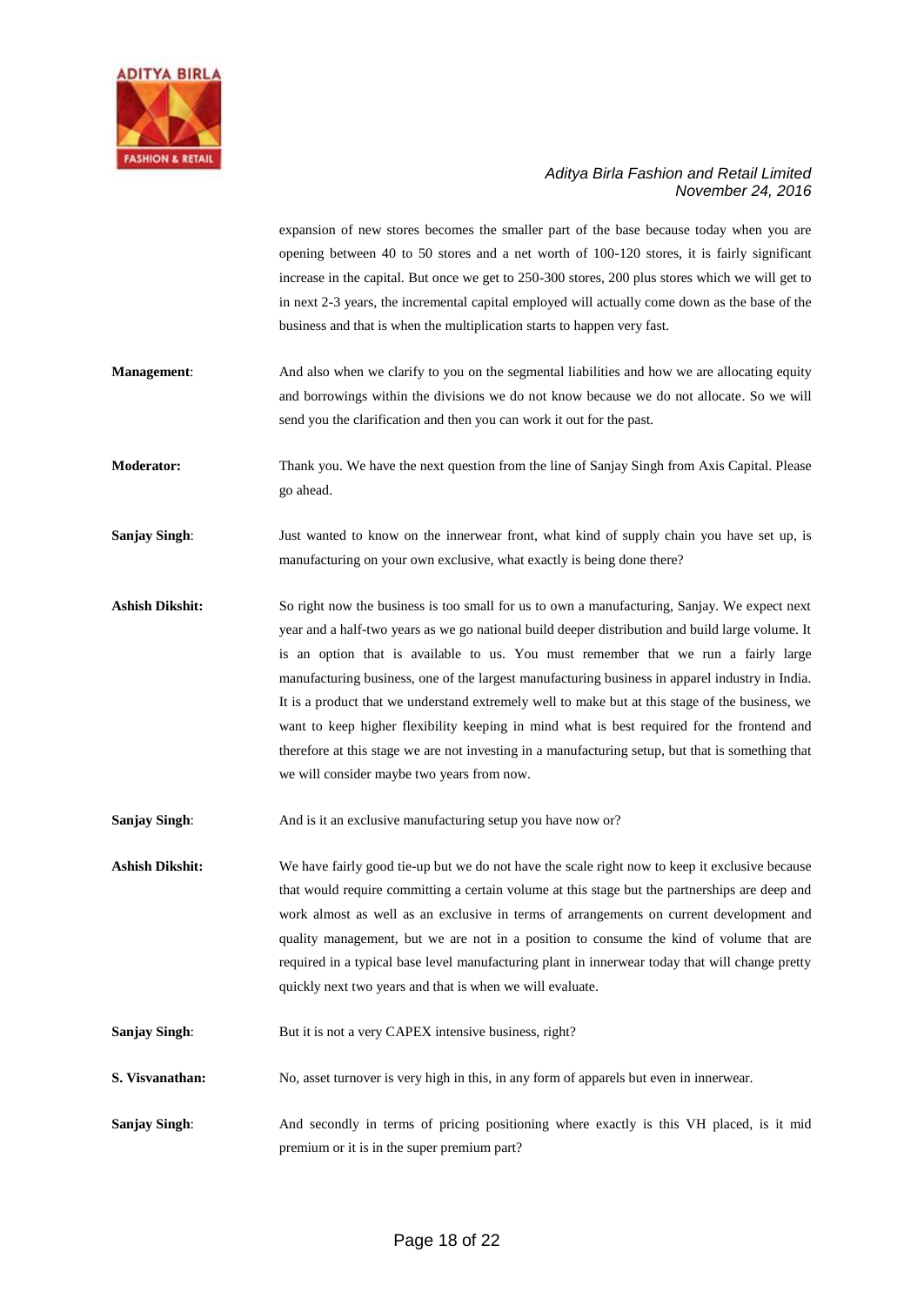expansion of new stores becomes the smaller part of the base because today when you are opening between 40 to 50 stores and a net worth of 100-120 stores, it is fairly significant increase in the capital. But once we get to 250-300 stores, 200 plus stores which we will get to in next 2-3 years, the incremental capital employed will actually come down as the base of the business and that is when the multiplication starts to happen very fast.

**Management**: And also when we clarify to you on the segmental liabilities and how we are allocating equity and borrowings within the divisions we do not know because we do not allocate. So we will send you the clarification and then you can work it out for the past.

**Moderator:** Thank you. We have the next question from the line of Sanjay Singh from Axis Capital. Please go ahead.

**Sanjay Singh**: Just wanted to know on the innerwear front, what kind of supply chain you have set up, is manufacturing on your own exclusive, what exactly is being done there?

**Ashish Dikshit:** So right now the business is too small for us to own a manufacturing, Sanjay. We expect next year and a half-two years as we go national build deeper distribution and build large volume. It is an option that is available to us. You must remember that we run a fairly large manufacturing business, one of the largest manufacturing business in apparel industry in India. It is a product that we understand extremely well to make but at this stage of the business, we want to keep higher flexibility keeping in mind what is best required for the frontend and therefore at this stage we are not investing in a manufacturing setup, but that is something that we will consider maybe two years from now.

**Sanjay Singh**: And is it an exclusive manufacturing setup you have now or?

**Ashish Dikshit:** We have fairly good tie-up but we do not have the scale right now to keep it exclusive because that would require committing a certain volume at this stage but the partnerships are deep and work almost as well as an exclusive in terms of arrangements on current development and quality management, but we are not in a position to consume the kind of volume that are required in a typical base level manufacturing plant in innerwear today that will change pretty quickly next two years and that is when we will evaluate.

**Sanjay Singh**: But it is not a very CAPEX intensive business, right?

**S. Visvanathan:** No, asset turnover is very high in this, in any form of apparels but even in innerwear.

**Sanjay Singh**: And secondly in terms of pricing positioning where exactly is this VH placed, is it mid premium or it is in the super premium part?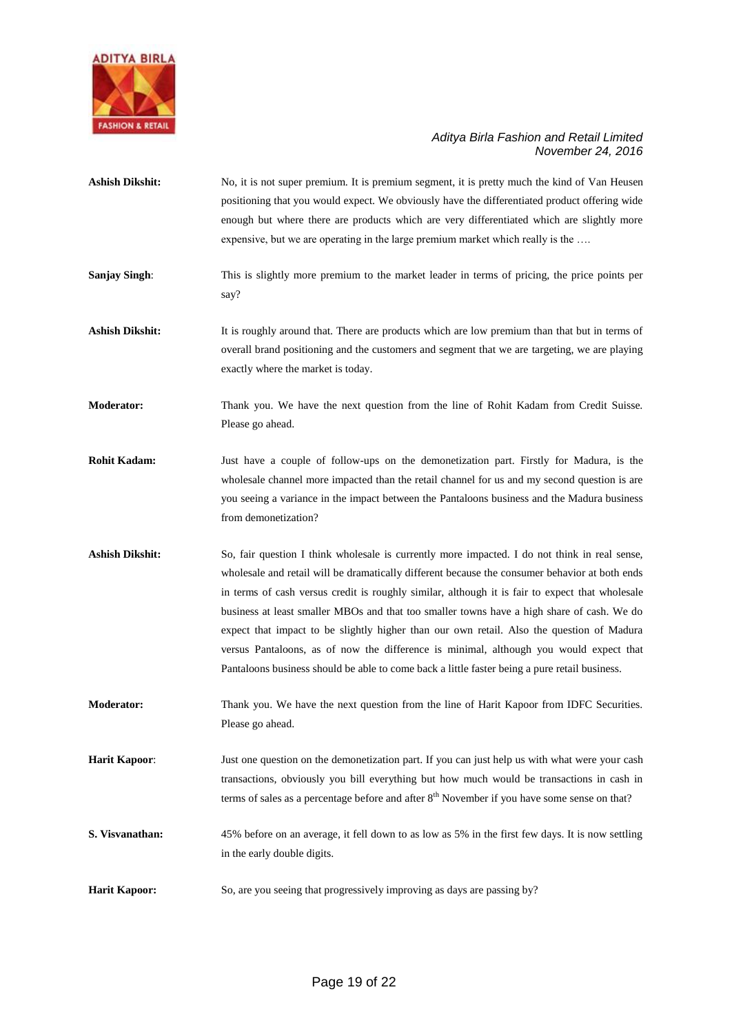**Ashish Dikshit:** No, it is not super premium. It is premium segment, it is pretty much the kind of Van Heusen positioning that you would expect. We obviously have the differentiated product offering wide enough but where there are products which are very differentiated which are slightly more expensive, but we are operating in the large premium market which really is the ….

**Sanjay Singh**: This is slightly more premium to the market leader in terms of pricing, the price points per say?

**Ashish Dikshit:** It is roughly around that. There are products which are low premium than that but in terms of overall brand positioning and the customers and segment that we are targeting, we are playing exactly where the market is today.

**Moderator:** Thank you. We have the next question from the line of Rohit Kadam from Credit Suisse. Please go ahead.

**Rohit Kadam:** Just have a couple of follow-ups on the demonetization part. Firstly for Madura, is the wholesale channel more impacted than the retail channel for us and my second question is are you seeing a variance in the impact between the Pantaloons business and the Madura business from demonetization?

**Ashish Dikshit:** So, fair question I think wholesale is currently more impacted. I do not think in real sense, wholesale and retail will be dramatically different because the consumer behavior at both ends in terms of cash versus credit is roughly similar, although it is fair to expect that wholesale business at least smaller MBOs and that too smaller towns have a high share of cash. We do expect that impact to be slightly higher than our own retail. Also the question of Madura versus Pantaloons, as of now the difference is minimal, although you would expect that Pantaloons business should be able to come back a little faster being a pure retail business.

**Moderator:** Thank you. We have the next question from the line of Harit Kapoor from IDFC Securities. Please go ahead.

**Harit Kapoor**: Just one question on the demonetization part. If you can just help us with what were your cash transactions, obviously you bill everything but how much would be transactions in cash in terms of sales as a percentage before and after 8th November if you have some sense on that?

**S. Visvanathan:** 45% before on an average, it fell down to as low as 5% in the first few days. It is now settling in the early double digits.

**Harit Kapoor:** So, are you seeing that progressively improving as days are passing by?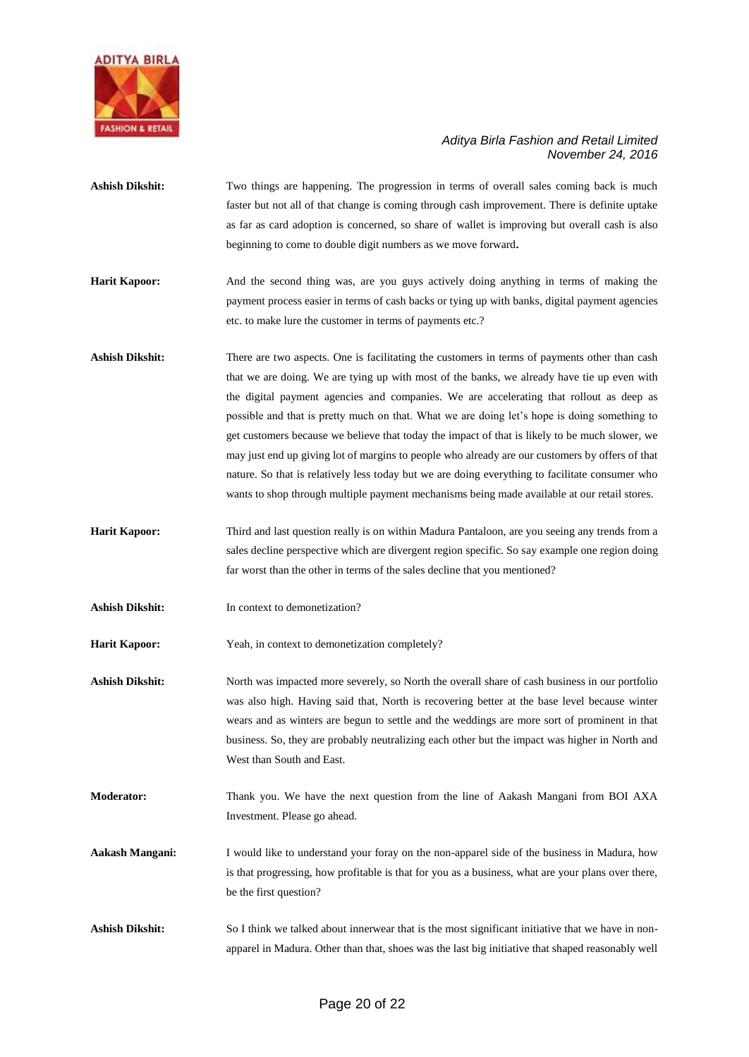**Ashish Dikshit:** Two things are happening. The progression in terms of overall sales coming back is much faster but not all of that change is coming through cash improvement. There is definite uptake as far as card adoption is concerned, so share of wallet is improving but overall cash is also beginning to come to double digit numbers as we move forward**.**

**Harit Kapoor:** And the second thing was, are you guys actively doing anything in terms of making the payment process easier in terms of cash backs or tying up with banks, digital payment agencies etc. to make lure the customer in terms of payments etc.?

**Ashish Dikshit:** There are two aspects. One is facilitating the customers in terms of payments other than cash that we are doing. We are tying up with most of the banks, we already have tie up even with the digital payment agencies and companies. We are accelerating that rollout as deep as possible and that is pretty much on that. What we are doing let's hope is doing something to get customers because we believe that today the impact of that is likely to be much slower, we may just end up giving lot of margins to people who already are our customers by offers of that nature. So that is relatively less today but we are doing everything to facilitate consumer who wants to shop through multiple payment mechanisms being made available at our retail stores.

**Harit Kapoor:** Third and last question really is on within Madura Pantaloon, are you seeing any trends from a sales decline perspective which are divergent region specific. So say example one region doing far worst than the other in terms of the sales decline that you mentioned?

**Ashish Dikshit:** In context to demonetization?

**Harit Kapoor:** Yeah, in context to demonetization completely?

**Ashish Dikshit:** North was impacted more severely, so North the overall share of cash business in our portfolio was also high. Having said that, North is recovering better at the base level because winter wears and as winters are begun to settle and the weddings are more sort of prominent in that business. So, they are probably neutralizing each other but the impact was higher in North and West than South and East.

**Moderator:** Thank you. We have the next question from the line of Aakash Mangani from BOI AXA Investment. Please go ahead.

**Aakash Mangani:** I would like to understand your foray on the non-apparel side of the business in Madura, how is that progressing, how profitable is that for you as a business, what are your plans over there, be the first question?

**Ashish Dikshit:** So I think we talked about innerwear that is the most significant initiative that we have in non-apparel in Madura. Other than that, shoes was the last big initiative that shaped reasonably well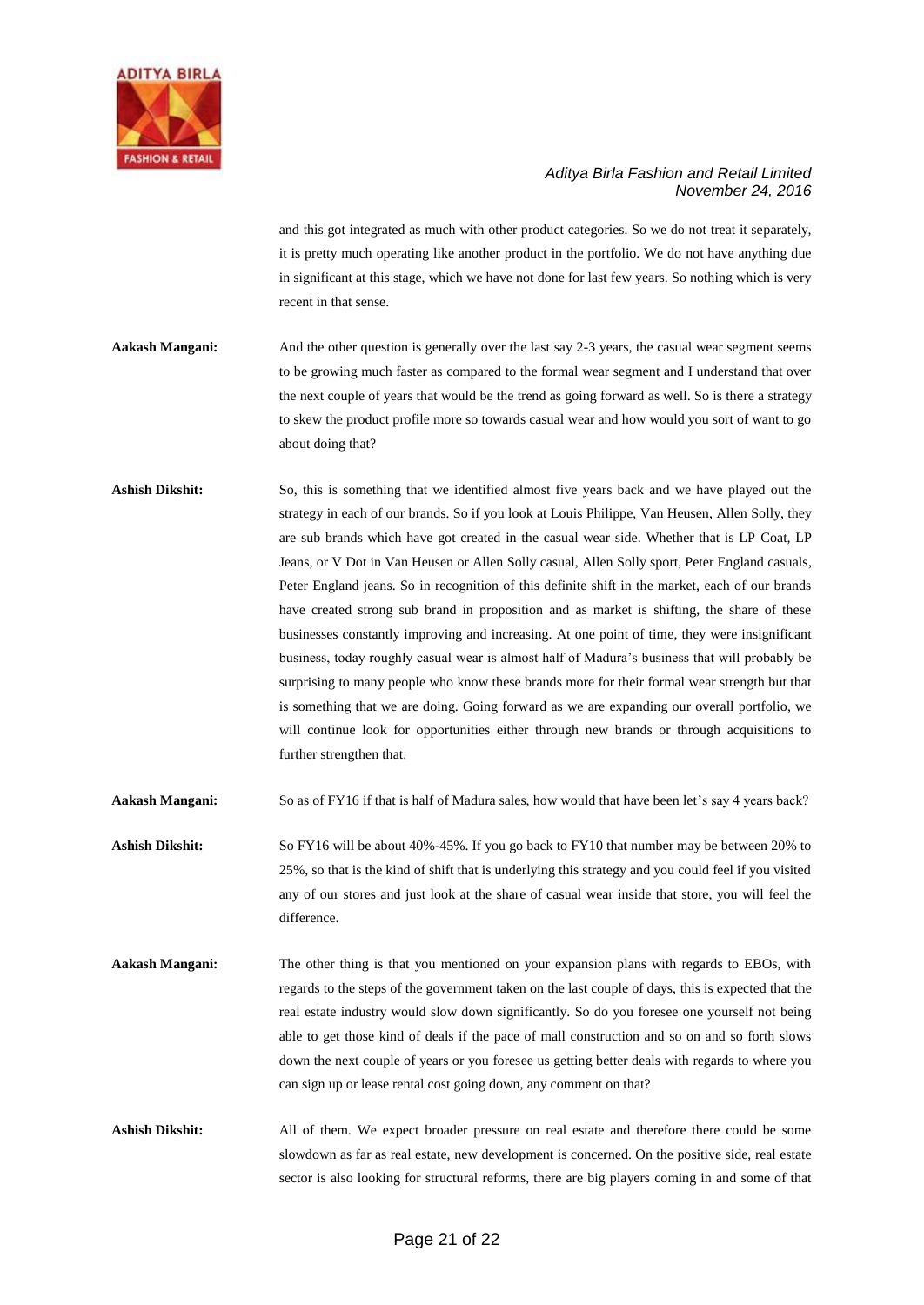and this got integrated as much with other product categories. So we do not treat it separately, it is pretty much operating like another product in the portfolio. We do not have anything due in significant at this stage, which we have not done for last few years. So nothing which is very recent in that sense.

**Aakash Mangani:** And the other question is generally over the last say 2-3 years, the casual wear segment seems to be growing much faster as compared to the formal wear segment and I understand that over the next couple of years that would be the trend as going forward as well. So is there a strategy to skew the product profile more so towards casual wear and how would you sort of want to go about doing that?

**Ashish Dikshit:** So, this is something that we identified almost five years back and we have played out the strategy in each of our brands. So if you look at Louis Philippe, Van Heusen, Allen Solly, they are sub brands which have got created in the casual wear side. Whether that is LP Coat, LP Jeans, or V Dot in Van Heusen or Allen Solly casual, Allen Solly sport, Peter England casuals, Peter England jeans. So in recognition of this definite shift in the market, each of our brands have created strong sub brand in proposition and as market is shifting, the share of these businesses constantly improving and increasing. At one point of time, they were insignificant business, today roughly casual wear is almost half of Madura's business that will probably be surprising to many people who know these brands more for their formal wear strength but that is something that we are doing. Going forward as we are expanding our overall portfolio, we will continue look for opportunities either through new brands or through acquisitions to further strengthen that.

**Aakash Mangani:** So as of FY16 if that is half of Madura sales, how would that have been let's say 4 years back?

**Ashish Dikshit:** So FY16 will be about 40%-45%. If you go back to FY10 that number may be between 20% to 25%, so that is the kind of shift that is underlying this strategy and you could feel if you visited any of our stores and just look at the share of casual wear inside that store, you will feel the difference.

**Aakash Mangani:** The other thing is that you mentioned on your expansion plans with regards to EBOs, with regards to the steps of the government taken on the last couple of days, this is expected that the real estate industry would slow down significantly. So do you foresee one yourself not being able to get those kind of deals if the pace of mall construction and so on and so forth slows down the next couple of years or you foresee us getting better deals with regards to where you can sign up or lease rental cost going down, any comment on that?

**Ashish Dikshit:** All of them. We expect broader pressure on real estate and therefore there could be some slowdown as far as real estate, new development is concerned. On the positive side, real estate sector is also looking for structural reforms, there are big players coming in and some of that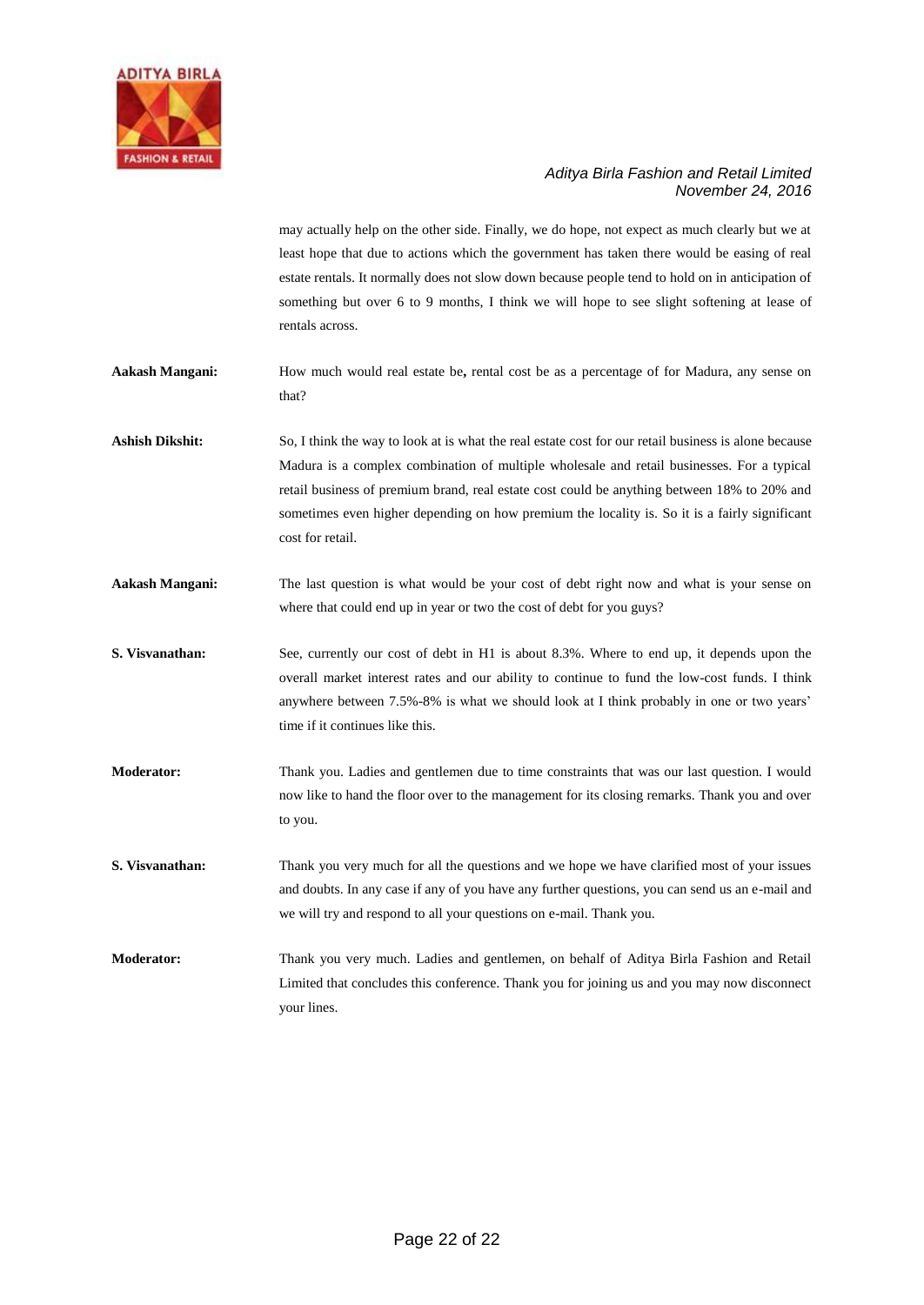may actually help on the other side. Finally, we do hope, not expect as much clearly but we at least hope that due to actions which the government has taken there would be easing of real estate rentals. It normally does not slow down because people tend to hold on in anticipation of something but over 6 to 9 months, I think we will hope to see slight softening at lease of rentals across.

**Aakash Mangani:** How much would real estate be**,** rental cost be as a percentage of for Madura, any sense on that?

**Ashish Dikshit:** So, I think the way to look at is what the real estate cost for our retail business is alone because Madura is a complex combination of multiple wholesale and retail businesses. For a typical retail business of premium brand, real estate cost could be anything between 18% to 20% and sometimes even higher depending on how premium the locality is. So it is a fairly significant cost for retail.

**Aakash Mangani:** The last question is what would be your cost of debt right now and what is your sense on where that could end up in year or two the cost of debt for you guys?

**S. Visvanathan:** See, currently our cost of debt in H1 is about 8.3%. Where to end up, it depends upon the overall market interest rates and our ability to continue to fund the low-cost funds. I think anywhere between 7.5%-8% is what we should look at I think probably in one or two years' time if it continues like this.

**Moderator:** Thank you. Ladies and gentlemen due to time constraints that was our last question. I would now like to hand the floor over to the management for its closing remarks. Thank you and over to you.

**S. Visvanathan:** Thank you very much for all the questions and we hope we have clarified most of your issues and doubts. In any case if any of you have any further questions, you can send us an e-mail and we will try and respond to all your questions on e-mail. Thank you.

**Moderator:** Thank you very much. Ladies and gentlemen, on behalf of Aditya Birla Fashion and Retail Limited that concludes this conference. Thank you for joining us and you may now disconnect your lines.